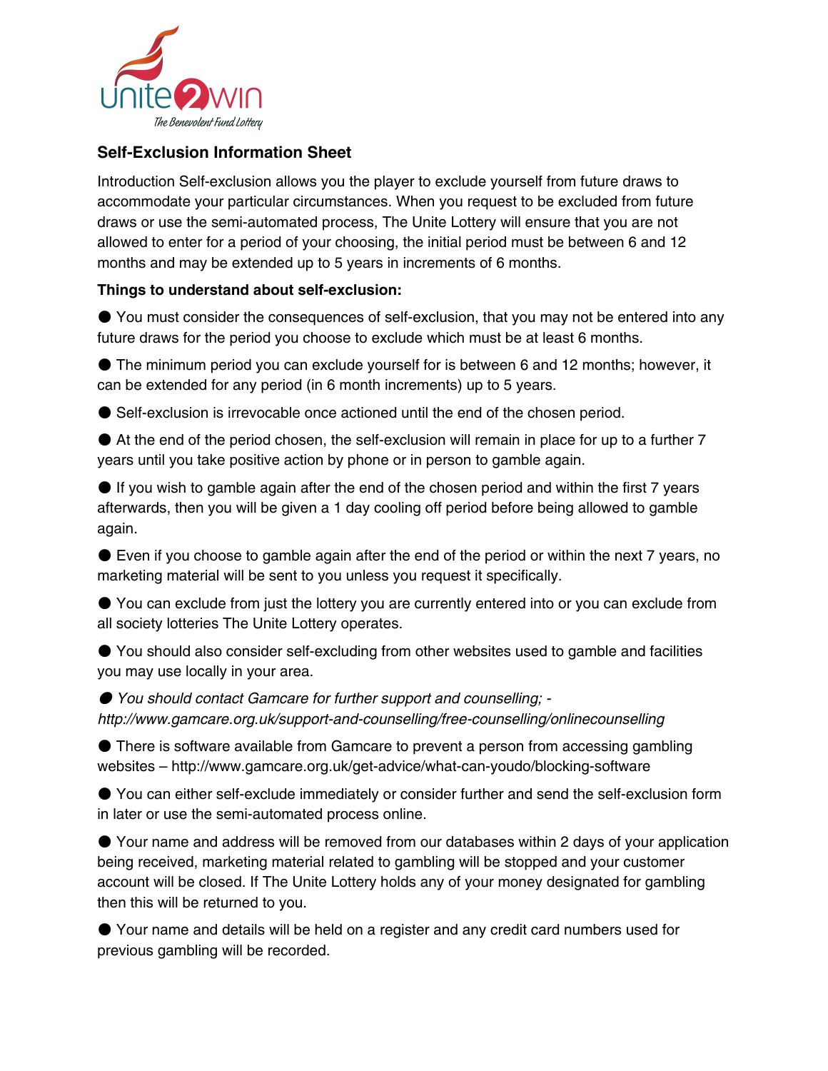## Self-Exclusion Information Sheet

Introduction Self-exclusion allows you the player to exclude yourself from future draws to accommodate your particular circumstances. When you request to be excluded from future draws or use the semi-automated process, The Unite Lottery will ensure that you are not allowed to enter for a period of your choosing, the initial period must be between 6 and 12 months and may be extended up to 5 years in increments of 6 months.

**Things to understand about self-exclusion:**

- You must consider the consequences of self-exclusion, that you may not be entered into any future draws for the period you choose to exclude which must be at least 6 months.
- The minimum period you can exclude yourself for is between 6 and 12 months; however, it can be extended for any period (in 6 month increments) up to 5 years.
- Self-exclusion is irrevocable once actioned until the end of the chosen period.
- At the end of the period chosen, the self-exclusion will remain in place for up to a further 7 years until you take positive action by phone or in person to gamble again.
- If you wish to gamble again after the end of the chosen period and within the first 7 years afterwards, then you will be given a 1 day cooling off period before being allowed to gamble again.
- Even if you choose to gamble again after the end of the period or within the next 7 years, no marketing material will be sent to you unless you request it specifically.
- You can exclude from just the lottery you are currently entered into or you can exclude from all society lotteries The Unite Lottery operates.
- You should also consider self-excluding from other websites used to gamble and facilities you may use locally in your area.
- *You should contact Gamcare for further support and counselling; - http://www.gamcare.org.uk/support-and-counselling/free-counselling/onlinecounselling*
- There is software available from Gamcare to prevent a person from accessing gambling websites – http://www.gamcare.org.uk/get-advice/what-can-youdo/blocking-software
- You can either self-exclude immediately or consider further and send the self-exclusion form in later or use the semi-automated process online.
- Your name and address will be removed from our databases within 2 days of your application being received, marketing material related to gambling will be stopped and your customer account will be closed. If The Unite Lottery holds any of your money designated for gambling then this will be returned to you.
- Your name and details will be held on a register and any credit card numbers used for previous gambling will be recorded.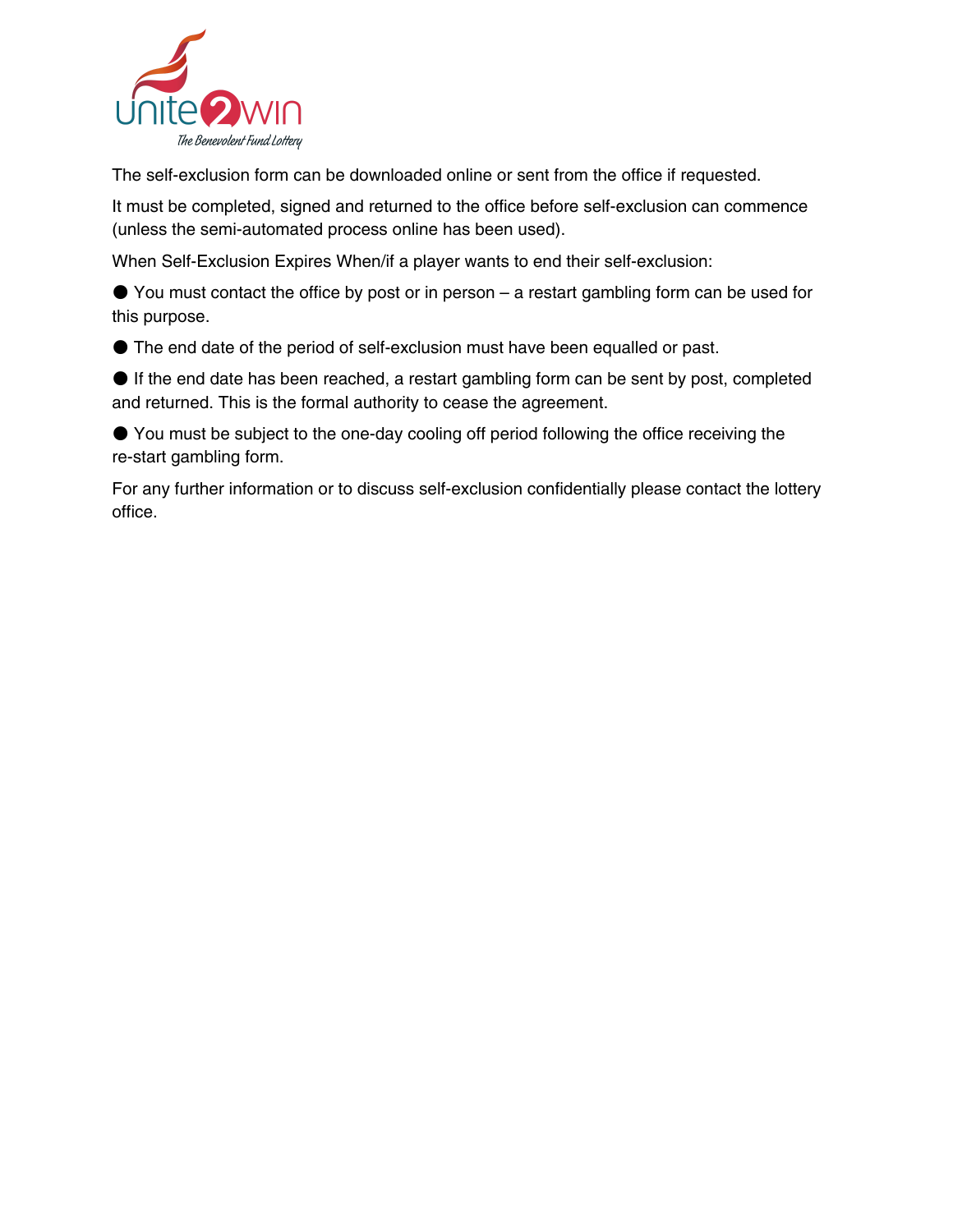The self-exclusion form can be downloaded online or sent from the office if requested.

It must be completed, signed and returned to the office before self-exclusion can commence (unless the semi-automated process online has been used).

When Self-Exclusion Expires When/if a player wants to end their self-exclusion:

- You must contact the office by post or in person – a restart gambling form can be used for this purpose.
- The end date of the period of self-exclusion must have been equalled or past.
- If the end date has been reached, a restart gambling form can be sent by post, completed and returned. This is the formal authority to cease the agreement.
- You must be subject to the one-day cooling off period following the office receiving the re-start gambling form.

For any further information or to discuss self-exclusion confidentially please contact the lottery office.